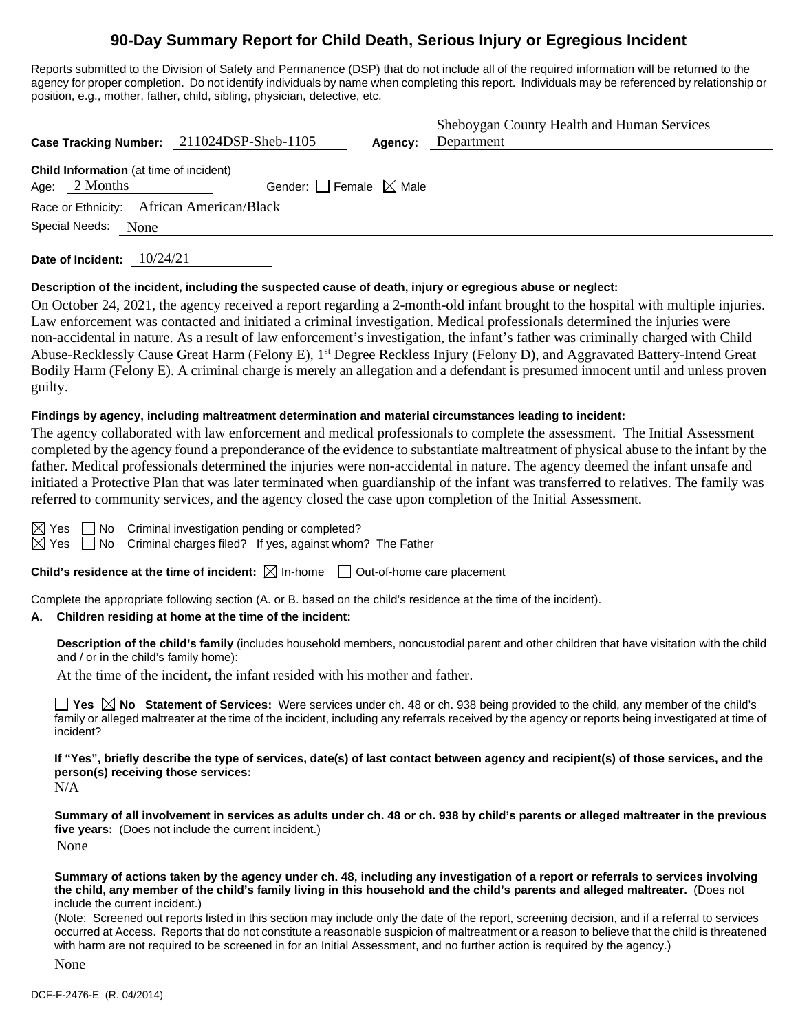# 90-Day Summary Report for Child Death, Serious Injury or Egregious Incident

Reports submitted to the Division of Safety and Permanence (DSP) that do not include all of the required information will be returned to the agency for proper completion. Do not identify individuals by name when completing this report. Individuals may be referenced by relationship or position, e.g., mother, father, child, sibling, physician, detective, etc.

**Case Tracking Number:** 211024DSP-Sheb-1105 **Agency:** Sheboygan County Health and Human Services Department

**Child Information** (at time of incident)

Age: 2 Months Gender: ☐ Female ☒ Male

Race or Ethnicity: African American/Black

Special Needs: None

**Date of Incident:** 10/24/21

**Description of the incident, including the suspected cause of death, injury or egregious abuse or neglect:**

On October 24, 2021, the agency received a report regarding a 2-month-old infant brought to the hospital with multiple injuries. Law enforcement was contacted and initiated a criminal investigation. Medical professionals determined the injuries were non-accidental in nature. As a result of law enforcement's investigation, the infant's father was criminally charged with Child Abuse-Recklessly Cause Great Harm (Felony E), 1st Degree Reckless Injury (Felony D), and Aggravated Battery-Intend Great Bodily Harm (Felony E). A criminal charge is merely an allegation and a defendant is presumed innocent until and unless proven guilty.

**Findings by agency, including maltreatment determination and material circumstances leading to incident:**

The agency collaborated with law enforcement and medical professionals to complete the assessment. The Initial Assessment completed by the agency found a preponderance of the evidence to substantiate maltreatment of physical abuse to the infant by the father. Medical professionals determined the injuries were non-accidental in nature. The agency deemed the infant unsafe and initiated a Protective Plan that was later terminated when guardianship of the infant was transferred to relatives. The family was referred to community services, and the agency closed the case upon completion of the Initial Assessment.

☒ Yes ☐ No Criminal investigation pending or completed?

☒ Yes ☐ No Criminal charges filed? If yes, against whom? The Father

**Child's residence at the time of incident:** ☒ In-home ☐ Out-of-home care placement

Complete the appropriate following section (A. or B. based on the child's residence at the time of the incident).

**A. Children residing at home at the time of the incident:**

**Description of the child's family** (includes household members, noncustodial parent and other children that have visitation with the child and / or in the child's family home):

At the time of the incident, the infant resided with his mother and father.

☐ **Yes** ☒ **No Statement of Services:** Were services under ch. 48 or ch. 938 being provided to the child, any member of the child's family or alleged maltreater at the time of the incident, including any referrals received by the agency or reports being investigated at time of incident?

**If "Yes", briefly describe the type of services, date(s) of last contact between agency and recipient(s) of those services, and the person(s) receiving those services:**

N/A

**Summary of all involvement in services as adults under ch. 48 or ch. 938 by child's parents or alleged maltreater in the previous five years:** (Does not include the current incident.)

None

**Summary of actions taken by the agency under ch. 48, including any investigation of a report or referrals to services involving the child, any member of the child's family living in this household and the child's parents and alleged maltreater.** (Does not include the current incident.)

(Note: Screened out reports listed in this section may include only the date of the report, screening decision, and if a referral to services occurred at Access. Reports that do not constitute a reasonable suspicion of maltreatment or a reason to believe that the child is threatened with harm are not required to be screened in for an Initial Assessment, and no further action is required by the agency.)

None

DCF-F-2476-E (R. 04/2014)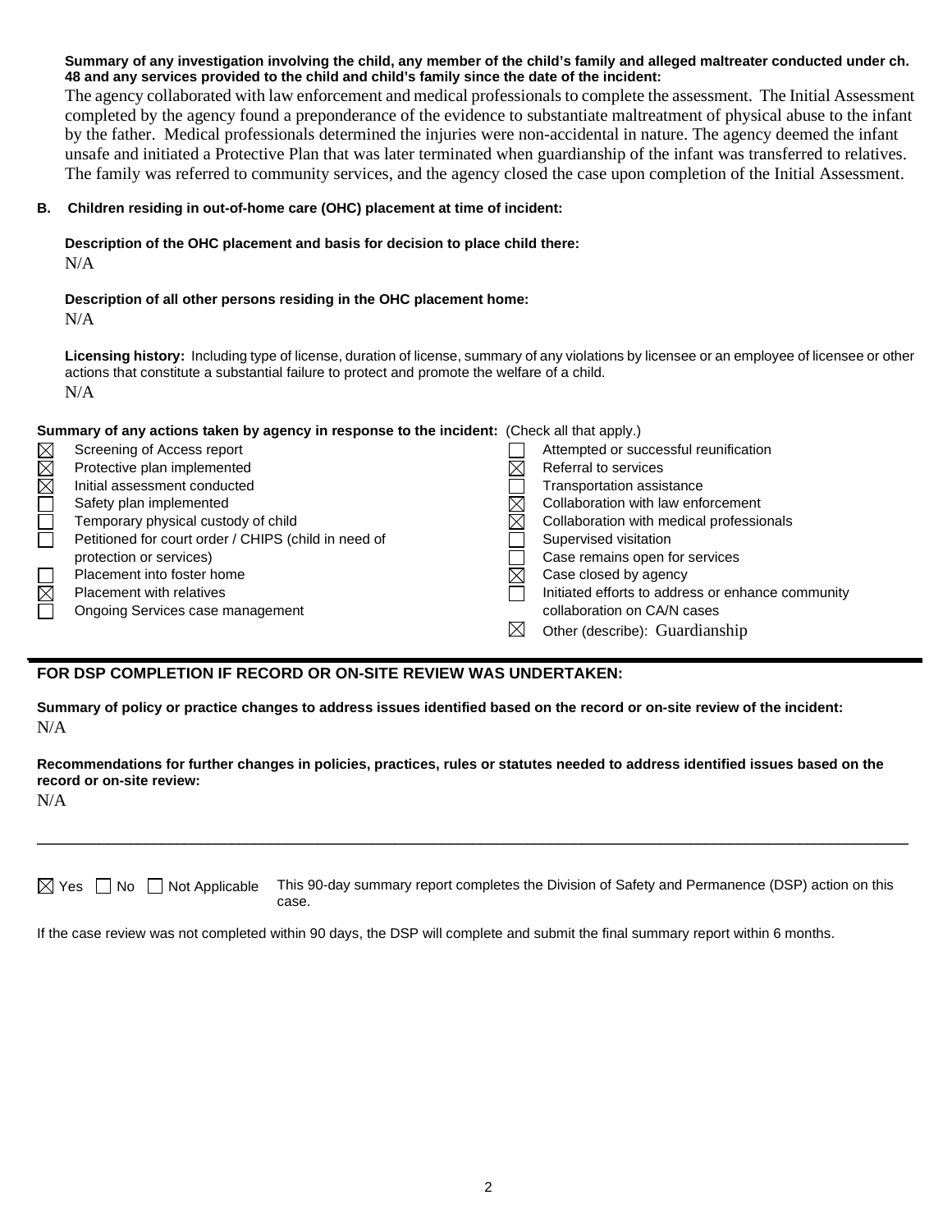**Summary of any investigation involving the child, any member of the child's family and alleged maltreater conducted under ch. 48 and any services provided to the child and child's family since the date of the incident:**

The agency collaborated with law enforcement and medical professionals to complete the assessment. The Initial Assessment completed by the agency found a preponderance of the evidence to substantiate maltreatment of physical abuse to the infant by the father. Medical professionals determined the injuries were non-accidental in nature. The agency deemed the infant unsafe and initiated a Protective Plan that was later terminated when guardianship of the infant was transferred to relatives. The family was referred to community services, and the agency closed the case upon completion of the Initial Assessment.

**B. Children residing in out-of-home care (OHC) placement at time of incident:**

**Description of the OHC placement and basis for decision to place child there:**

N/A

**Description of all other persons residing in the OHC placement home:**

N/A

**Licensing history:** Including type of license, duration of license, summary of any violations by licensee or an employee of licensee or other actions that constitute a substantial failure to protect and promote the welfare of a child.

N/A

**Summary of any actions taken by agency in response to the incident:** (Check all that apply.)

- ☒ Screening of Access report
- ☒ Protective plan implemented
- ☒ Initial assessment conducted
- ☐ Safety plan implemented
- ☐ Temporary physical custody of child
- ☐ Petitioned for court order / CHIPS (child in need of protection or services)
- ☐ Placement into foster home
- ☒ Placement with relatives
- ☐ Ongoing Services case management
- ☐ Attempted or successful reunification
- ☒ Referral to services
- ☐ Transportation assistance
- ☒ Collaboration with law enforcement
- ☒ Collaboration with medical professionals
- ☐ Supervised visitation
- ☐ Case remains open for services
- ☒ Case closed by agency
- ☐ Initiated efforts to address or enhance community collaboration on CA/N cases
- ☒ Other (describe): Guardianship

## FOR DSP COMPLETION IF RECORD OR ON-SITE REVIEW WAS UNDERTAKEN:

**Summary of policy or practice changes to address issues identified based on the record or on-site review of the incident:**

N/A

**Recommendations for further changes in policies, practices, rules or statutes needed to address identified issues based on the record or on-site review:**

N/A

---

☒ Yes ☐ No ☐ Not Applicable This 90-day summary report completes the Division of Safety and Permanence (DSP) action on this case.

If the case review was not completed within 90 days, the DSP will complete and submit the final summary report within 6 months.